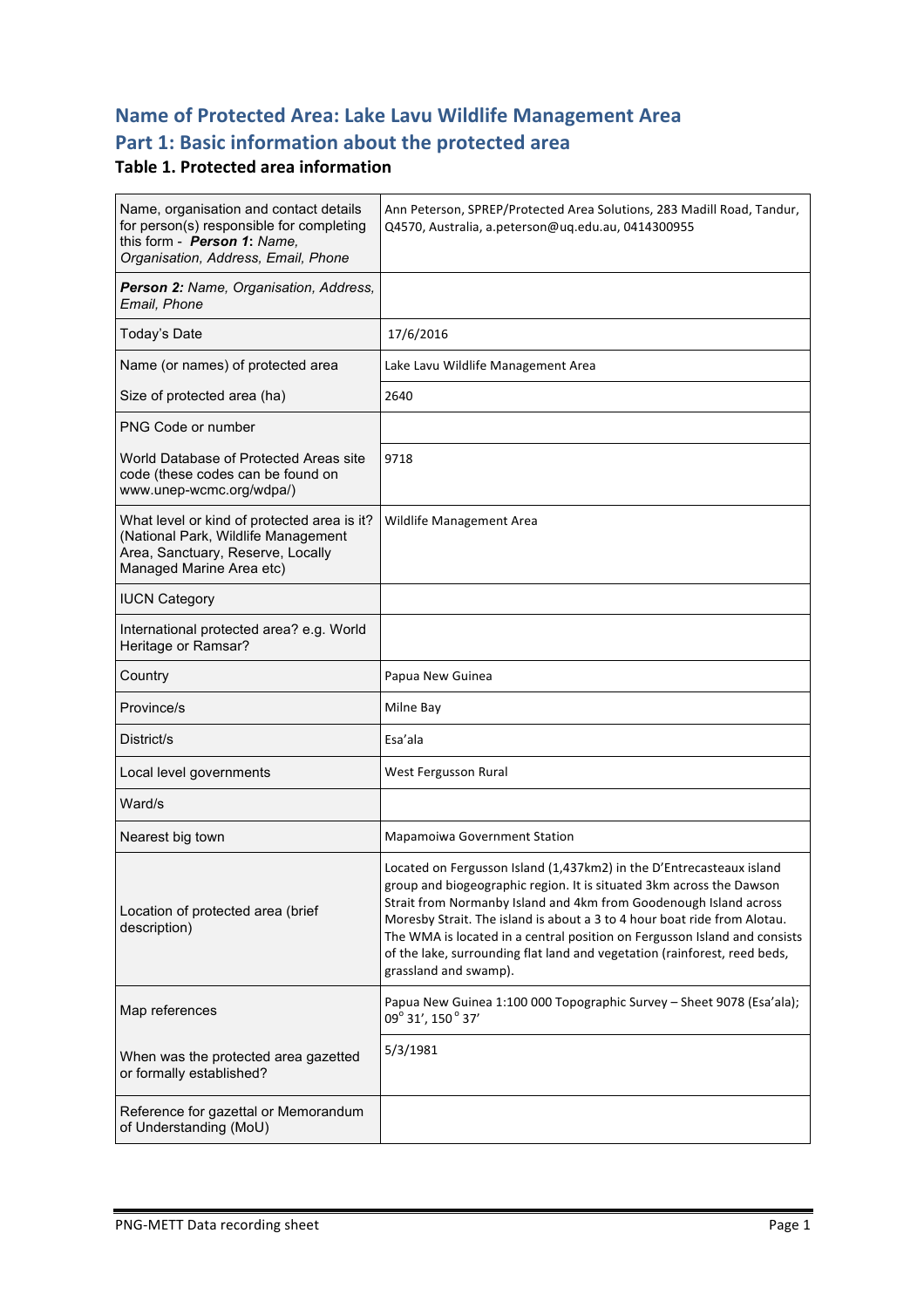# Name of Protected Area: Lake Lavu Wildlife Management Area

## Part 1: Basic information about the protected area

### Table 1. Protected area information

| | |
|---|---|
| Name, organisation and contact details for person(s) responsible for completing this form - ***Person 1:*** *Name, Organisation, Address, Email, Phone* | Ann Peterson, SPREP/Protected Area Solutions, 283 Madill Road, Tandur, Q4570, Australia, a.peterson@uq.edu.au, 0414300955 |
| ***Person 2:*** *Name, Organisation, Address, Email, Phone* | |
| Today's Date | 17/6/2016 |
| Name (or names) of protected area | Lake Lavu Wildlife Management Area |
| Size of protected area (ha) | 2640 |
| PNG Code or number | |
| World Database of Protected Areas site code (these codes can be found on www.unep-wcmc.org/wdpa/) | 9718 |
| What level or kind of protected area is it? (National Park, Wildlife Management Area, Sanctuary, Reserve, Locally Managed Marine Area etc) | Wildlife Management Area |
| IUCN Category | |
| International protected area? e.g. World Heritage or Ramsar? | |
| Country | Papua New Guinea |
| Province/s | Milne Bay |
| District/s | Esa'ala |
| Local level governments | West Fergusson Rural |
| Ward/s | |
| Nearest big town | Mapamoiwa Government Station |
| Location of protected area (brief description) | Located on Fergusson Island (1,437km2) in the D'Entrecasteaux island group and biogeographic region. It is situated 3km across the Dawson Strait from Normanby Island and 4km from Goodenough Island across Moresby Strait. The island is about a 3 to 4 hour boat ride from Alotau. The WMA is located in a central position on Fergusson Island and consists of the lake, surrounding flat land and vegetation (rainforest, reed beds, grassland and swamp). |
| Map references | Papua New Guinea 1:100 000 Topographic Survey – Sheet 9078 (Esa'ala); 09° 31', 150° 37' |
| When was the protected area gazetted or formally established? | 5/3/1981 |
| Reference for gazettal or Memorandum of Understanding (MoU) | |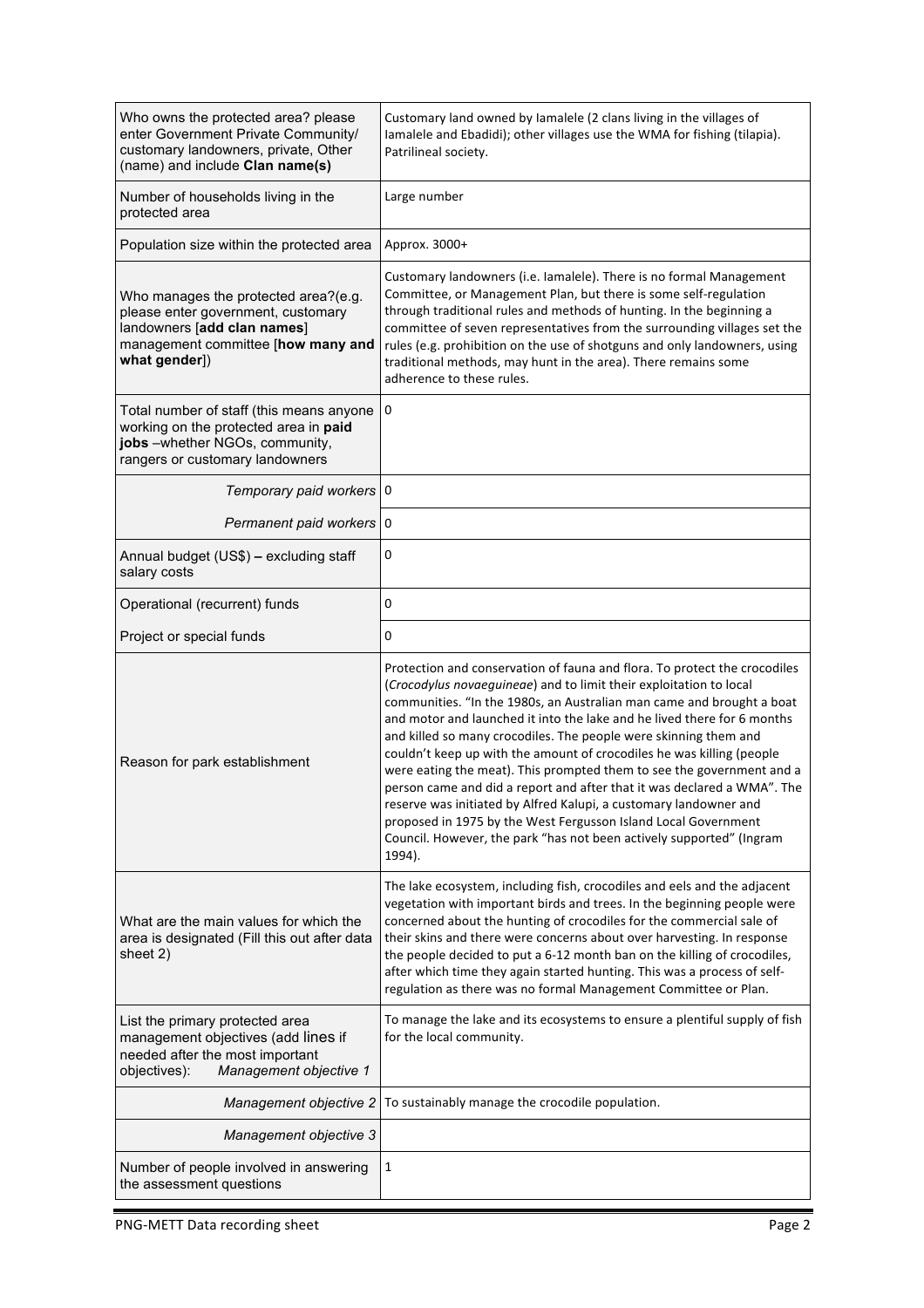| | |
|---|---|
| Who owns the protected area? please enter Government Private Community/ customary landowners, private, Other (name) and include **Clan name(s)** | Customary land owned by Iamalele (2 clans living in the villages of Iamalele and Ebadidi); other villages use the WMA for fishing (tilapia). Patrilineal society. |
| Number of households living in the protected area | Large number |
| Population size within the protected area | Approx. 3000+ |
| Who manages the protected area?(e.g. please enter government, customary landowners [**add clan names**] management committee [**how many and what gender**]) | Customary landowners (i.e. Iamalele). There is no formal Management Committee, or Management Plan, but there is some self-regulation through traditional rules and methods of hunting. In the beginning a committee of seven representatives from the surrounding villages set the rules (e.g. prohibition on the use of shotguns and only landowners, using traditional methods, may hunt in the area). There remains some adherence to these rules. |
| Total number of staff (this means anyone working on the protected area in **paid jobs** –whether NGOs, community, rangers or customary landowners | 0 |
| *Temporary paid workers* | 0 |
| *Permanent paid workers* | 0 |
| Annual budget (US$) **–** excluding staff salary costs | 0 |
| Operational (recurrent) funds | 0 |
| Project or special funds | 0 |
| Reason for park establishment | Protection and conservation of fauna and flora. To protect the crocodiles (*Crocodylus novaeguineae*) and to limit their exploitation to local communities. "In the 1980s, an Australian man came and brought a boat and motor and launched it into the lake and he lived there for 6 months and killed so many crocodiles. The people were skinning them and couldn't keep up with the amount of crocodiles he was killing (people were eating the meat). This prompted them to see the government and a person came and did a report and after that it was declared a WMA". The reserve was initiated by Alfred Kalupi, a customary landowner and proposed in 1975 by the West Fergusson Island Local Government Council. However, the park "has not been actively supported" (Ingram 1994). |
| What are the main values for which the area is designated (Fill this out after data sheet 2) | The lake ecosystem, including fish, crocodiles and eels and the adjacent vegetation with important birds and trees. In the beginning people were concerned about the hunting of crocodiles for the commercial sale of their skins and there were concerns about over harvesting. In response the people decided to put a 6-12 month ban on the killing of crocodiles, after which time they again started hunting. This was a process of self-regulation as there was no formal Management Committee or Plan. |
| List the primary protected area management objectives (add lines if needed after the most important objectives): *Management objective 1* | To manage the lake and its ecosystems to ensure a plentiful supply of fish for the local community. |
| *Management objective 2* | To sustainably manage the crocodile population. |
| *Management objective 3* | |
| Number of people involved in answering the assessment questions | 1 |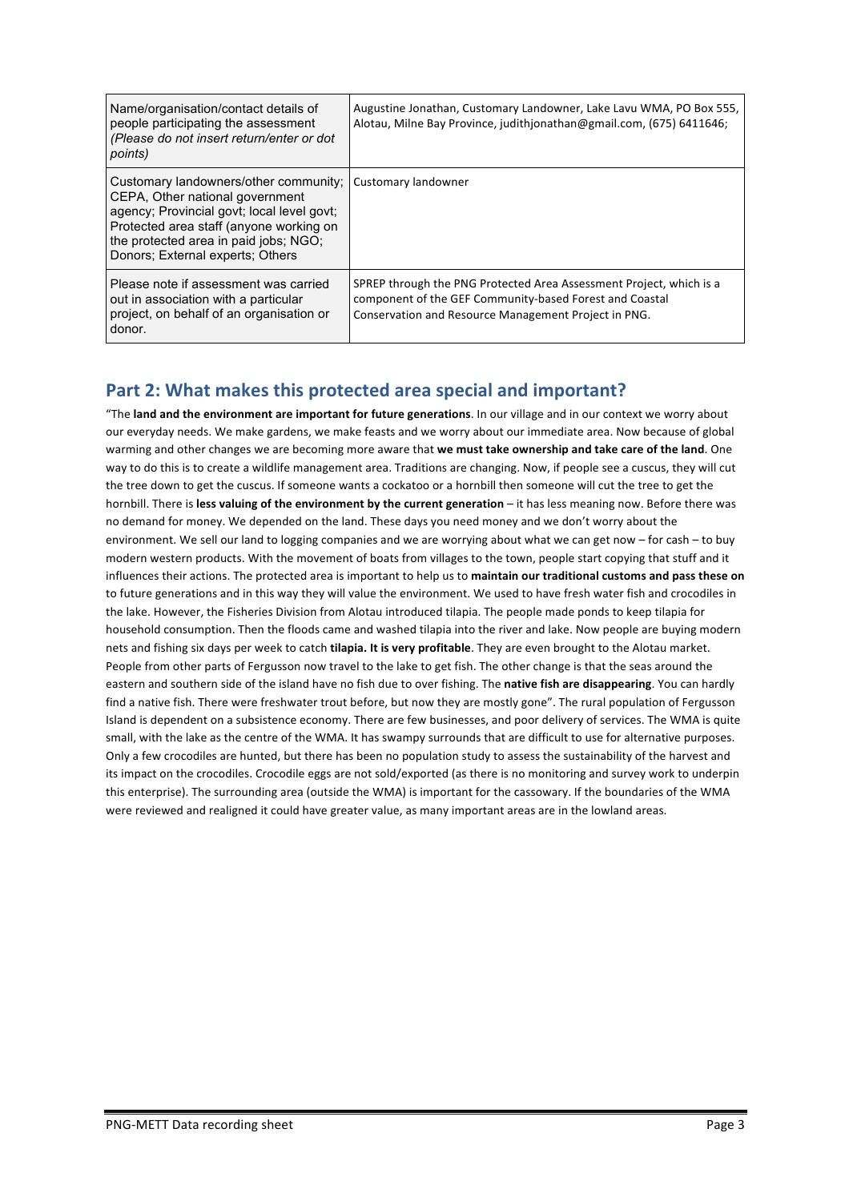| | |
|---|---|
| Name/organisation/contact details of people participating the assessment *(Please do not insert return/enter or dot points)* | Augustine Jonathan, Customary Landowner, Lake Lavu WMA, PO Box 555, Alotau, Milne Bay Province, judithjonathan@gmail.com, (675) 6411646; |
| Customary landowners/other community; CEPA, Other national government agency; Provincial govt; local level govt; Protected area staff (anyone working on the protected area in paid jobs; NGO; Donors; External experts; Others | Customary landowner |
| Please note if assessment was carried out in association with a particular project, on behalf of an organisation or donor. | SPREP through the PNG Protected Area Assessment Project, which is a component of the GEF Community-based Forest and Coastal Conservation and Resource Management Project in PNG. |

## Part 2: What makes this protected area special and important?

"The **land and the environment are important for future generations**. In our village and in our context we worry about our everyday needs. We make gardens, we make feasts and we worry about our immediate area. Now because of global warming and other changes we are becoming more aware that **we must take ownership and take care of the land**. One way to do this is to create a wildlife management area. Traditions are changing. Now, if people see a cuscus, they will cut the tree down to get the cuscus. If someone wants a cockatoo or a hornbill then someone will cut the tree to get the hornbill. There is **less valuing of the environment by the current generation** – it has less meaning now. Before there was no demand for money. We depended on the land. These days you need money and we don't worry about the environment. We sell our land to logging companies and we are worrying about what we can get now – for cash – to buy modern western products. With the movement of boats from villages to the town, people start copying that stuff and it influences their actions. The protected area is important to help us to **maintain our traditional customs and pass these on** to future generations and in this way they will value the environment. We used to have fresh water fish and crocodiles in the lake. However, the Fisheries Division from Alotau introduced tilapia. The people made ponds to keep tilapia for household consumption. Then the floods came and washed tilapia into the river and lake. Now people are buying modern nets and fishing six days per week to catch **tilapia. It is very profitable**. They are even brought to the Alotau market. People from other parts of Fergusson now travel to the lake to get fish. The other change is that the seas around the eastern and southern side of the island have no fish due to over fishing. The **native fish are disappearing**. You can hardly find a native fish. There were freshwater trout before, but now they are mostly gone". The rural population of Fergusson Island is dependent on a subsistence economy. There are few businesses, and poor delivery of services. The WMA is quite small, with the lake as the centre of the WMA. It has swampy surrounds that are difficult to use for alternative purposes. Only a few crocodiles are hunted, but there has been no population study to assess the sustainability of the harvest and its impact on the crocodiles. Crocodile eggs are not sold/exported (as there is no monitoring and survey work to underpin this enterprise). The surrounding area (outside the WMA) is important for the cassowary. If the boundaries of the WMA were reviewed and realigned it could have greater value, as many important areas are in the lowland areas.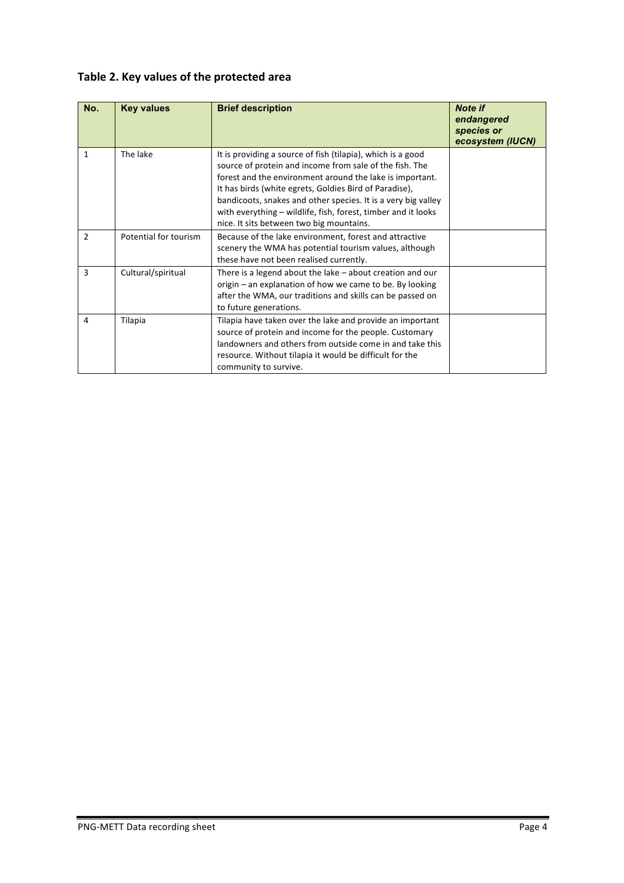## Table 2. Key values of the protected area

| No. | Key values | Brief description | *Note if endangered species or ecosystem (IUCN)* |
|---|---|---|---|
| 1 | The lake | It is providing a source of fish (tilapia), which is a good source of protein and income from sale of the fish. The forest and the environment around the lake is important. It has birds (white egrets, Goldies Bird of Paradise), bandicoots, snakes and other species. It is a very big valley with everything – wildlife, fish, forest, timber and it looks nice. It sits between two big mountains. | |
| 2 | Potential for tourism | Because of the lake environment, forest and attractive scenery the WMA has potential tourism values, although these have not been realised currently. | |
| 3 | Cultural/spiritual | There is a legend about the lake – about creation and our origin – an explanation of how we came to be. By looking after the WMA, our traditions and skills can be passed on to future generations. | |
| 4 | Tilapia | Tilapia have taken over the lake and provide an important source of protein and income for the people. Customary landowners and others from outside come in and take this resource. Without tilapia it would be difficult for the community to survive. | |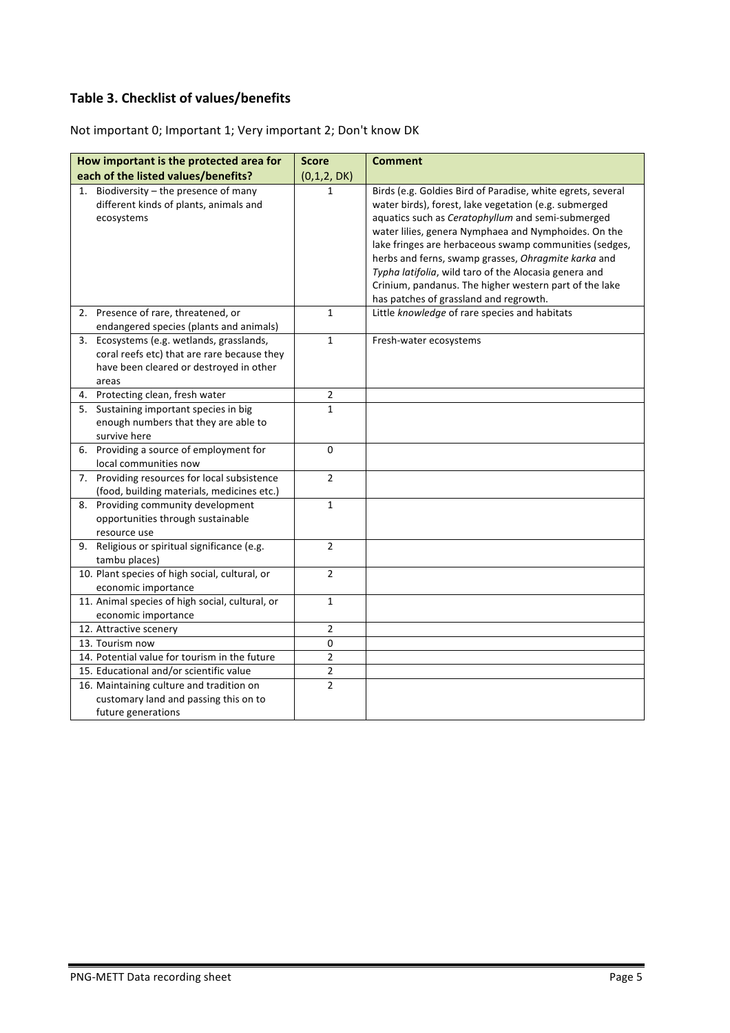## Table 3. Checklist of values/benefits

Not important 0; Important 1; Very important 2; Don't know DK

| How important is the protected area for each of the listed values/benefits? | Score (0,1,2, DK) | Comment |
|---|---|---|
| 1. Biodiversity – the presence of many different kinds of plants, animals and ecosystems | 1 | Birds (e.g. Goldies Bird of Paradise, white egrets, several water birds), forest, lake vegetation (e.g. submerged aquatics such as *Ceratophyllum* and semi-submerged water lilies, genera Nymphaea and Nymphoides. On the lake fringes are herbaceous swamp communities (sedges, herbs and ferns, swamp grasses, *Ohragmite karka* and *Typha latifolia*, wild taro of the Alocasia genera and Crinium, pandanus. The higher western part of the lake has patches of grassland and regrowth. |
| 2. Presence of rare, threatened, or endangered species (plants and animals) | 1 | Little *knowledge* of rare species and habitats |
| 3. Ecosystems (e.g. wetlands, grasslands, coral reefs etc) that are rare because they have been cleared or destroyed in other areas | 1 | Fresh-water ecosystems |
| 4. Protecting clean, fresh water | 2 | |
| 5. Sustaining important species in big enough numbers that they are able to survive here | 1 | |
| 6. Providing a source of employment for local communities now | 0 | |
| 7. Providing resources for local subsistence (food, building materials, medicines etc.) | 2 | |
| 8. Providing community development opportunities through sustainable resource use | 1 | |
| 9. Religious or spiritual significance (e.g. tambu places) | 2 | |
| 10. Plant species of high social, cultural, or economic importance | 2 | |
| 11. Animal species of high social, cultural, or economic importance | 1 | |
| 12. Attractive scenery | 2 | |
| 13. Tourism now | 0 | |
| 14. Potential value for tourism in the future | 2 | |
| 15. Educational and/or scientific value | 2 | |
| 16. Maintaining culture and tradition on customary land and passing this on to future generations | 2 | |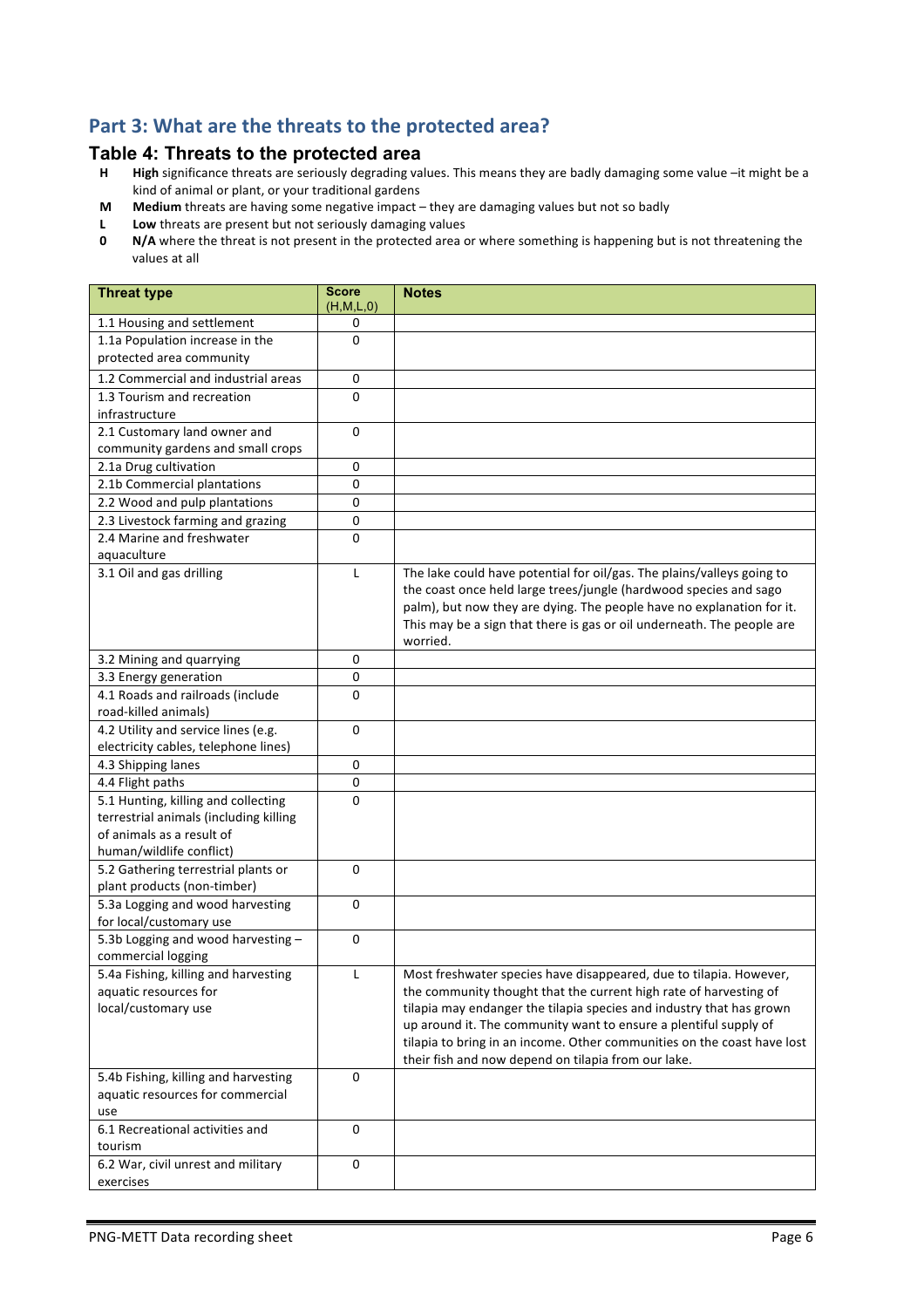## Part 3: What are the threats to the protected area?

### Table 4: Threats to the protected area

- **H** **High** significance threats are seriously degrading values. This means they are badly damaging some value –it might be a kind of animal or plant, or your traditional gardens
- **M** **Medium** threats are having some negative impact – they are damaging values but not so badly
- **L** **Low** threats are present but not seriously damaging values
- **0** **N/A** where the threat is not present in the protected area or where something is happening but is not threatening the values at all

| Threat type | Score (H,M,L,0) | Notes |
|---|---|---|
| 1.1 Housing and settlement | 0 | |
| 1.1a Population increase in the protected area community | 0 | |
| 1.2 Commercial and industrial areas | 0 | |
| 1.3 Tourism and recreation infrastructure | 0 | |
| 2.1 Customary land owner and community gardens and small crops | 0 | |
| 2.1a Drug cultivation | 0 | |
| 2.1b Commercial plantations | 0 | |
| 2.2 Wood and pulp plantations | 0 | |
| 2.3 Livestock farming and grazing | 0 | |
| 2.4 Marine and freshwater aquaculture | 0 | |
| 3.1 Oil and gas drilling | L | The lake could have potential for oil/gas. The plains/valleys going to the coast once held large trees/jungle (hardwood species and sago palm), but now they are dying. The people have no explanation for it. This may be a sign that there is gas or oil underneath. The people are worried. |
| 3.2 Mining and quarrying | 0 | |
| 3.3 Energy generation | 0 | |
| 4.1 Roads and railroads (include road-killed animals) | 0 | |
| 4.2 Utility and service lines (e.g. electricity cables, telephone lines) | 0 | |
| 4.3 Shipping lanes | 0 | |
| 4.4 Flight paths | 0 | |
| 5.1 Hunting, killing and collecting terrestrial animals (including killing of animals as a result of human/wildlife conflict) | 0 | |
| 5.2 Gathering terrestrial plants or plant products (non-timber) | 0 | |
| 5.3a Logging and wood harvesting for local/customary use | 0 | |
| 5.3b Logging and wood harvesting – commercial logging | 0 | |
| 5.4a Fishing, killing and harvesting aquatic resources for local/customary use | L | Most freshwater species have disappeared, due to tilapia. However, the community thought that the current high rate of harvesting of tilapia may endanger the tilapia species and industry that has grown up around it. The community want to ensure a plentiful supply of tilapia to bring in an income. Other communities on the coast have lost their fish and now depend on tilapia from our lake. |
| 5.4b Fishing, killing and harvesting aquatic resources for commercial use | 0 | |
| 6.1 Recreational activities and tourism | 0 | |
| 6.2 War, civil unrest and military exercises | 0 | |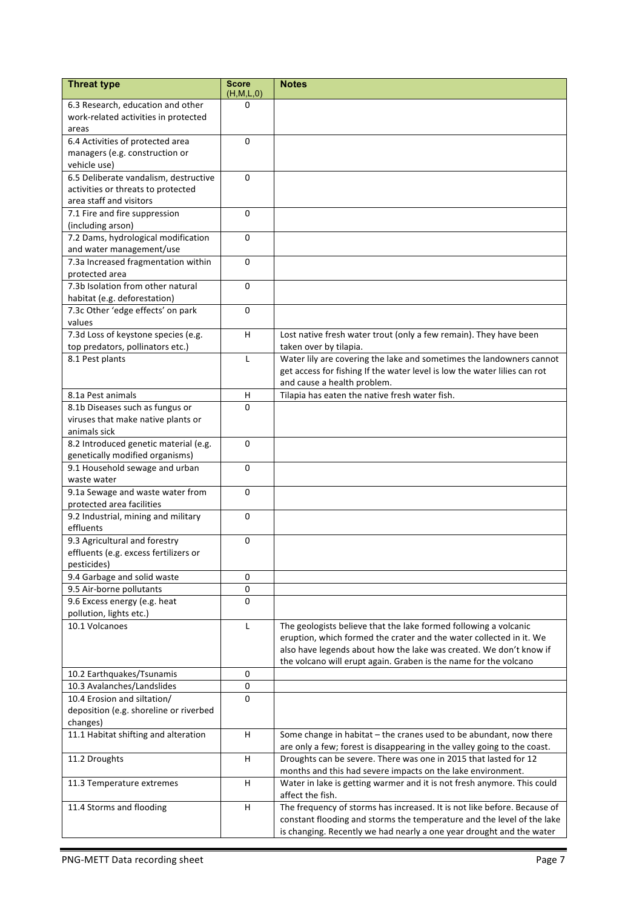| Threat type | Score (H,M,L,0) | Notes |
|---|---|---|
| 6.3 Research, education and other work-related activities in protected areas | 0 | |
| 6.4 Activities of protected area managers (e.g. construction or vehicle use) | 0 | |
| 6.5 Deliberate vandalism, destructive activities or threats to protected area staff and visitors | 0 | |
| 7.1 Fire and fire suppression (including arson) | 0 | |
| 7.2 Dams, hydrological modification and water management/use | 0 | |
| 7.3a Increased fragmentation within protected area | 0 | |
| 7.3b Isolation from other natural habitat (e.g. deforestation) | 0 | |
| 7.3c Other 'edge effects' on park values | 0 | |
| 7.3d Loss of keystone species (e.g. top predators, pollinators etc.) | H | Lost native fresh water trout (only a few remain). They have been taken over by tilapia. |
| 8.1 Pest plants | L | Water lily are covering the lake and sometimes the landowners cannot get access for fishing If the water level is low the water lilies can rot and cause a health problem. |
| 8.1a Pest animals | H | Tilapia has eaten the native fresh water fish. |
| 8.1b Diseases such as fungus or viruses that make native plants or animals sick | 0 | |
| 8.2 Introduced genetic material (e.g. genetically modified organisms) | 0 | |
| 9.1 Household sewage and urban waste water | 0 | |
| 9.1a Sewage and waste water from protected area facilities | 0 | |
| 9.2 Industrial, mining and military effluents | 0 | |
| 9.3 Agricultural and forestry effluents (e.g. excess fertilizers or pesticides) | 0 | |
| 9.4 Garbage and solid waste | 0 | |
| 9.5 Air-borne pollutants | 0 | |
| 9.6 Excess energy (e.g. heat pollution, lights etc.) | 0 | |
| 10.1 Volcanoes | L | The geologists believe that the lake formed following a volcanic eruption, which formed the crater and the water collected in it. We also have legends about how the lake was created. We don't know if the volcano will erupt again. Graben is the name for the volcano |
| 10.2 Earthquakes/Tsunamis | 0 | |
| 10.3 Avalanches/Landslides | 0 | |
| 10.4 Erosion and siltation/ deposition (e.g. shoreline or riverbed changes) | 0 | |
| 11.1 Habitat shifting and alteration | H | Some change in habitat – the cranes used to be abundant, now there are only a few; forest is disappearing in the valley going to the coast. |
| 11.2 Droughts | H | Droughts can be severe. There was one in 2015 that lasted for 12 months and this had severe impacts on the lake environment. |
| 11.3 Temperature extremes | H | Water in lake is getting warmer and it is not fresh anymore. This could affect the fish. |
| 11.4 Storms and flooding | H | The frequency of storms has increased. It is not like before. Because of constant flooding and storms the temperature and the level of the lake is changing. Recently we had nearly a one year drought and the water |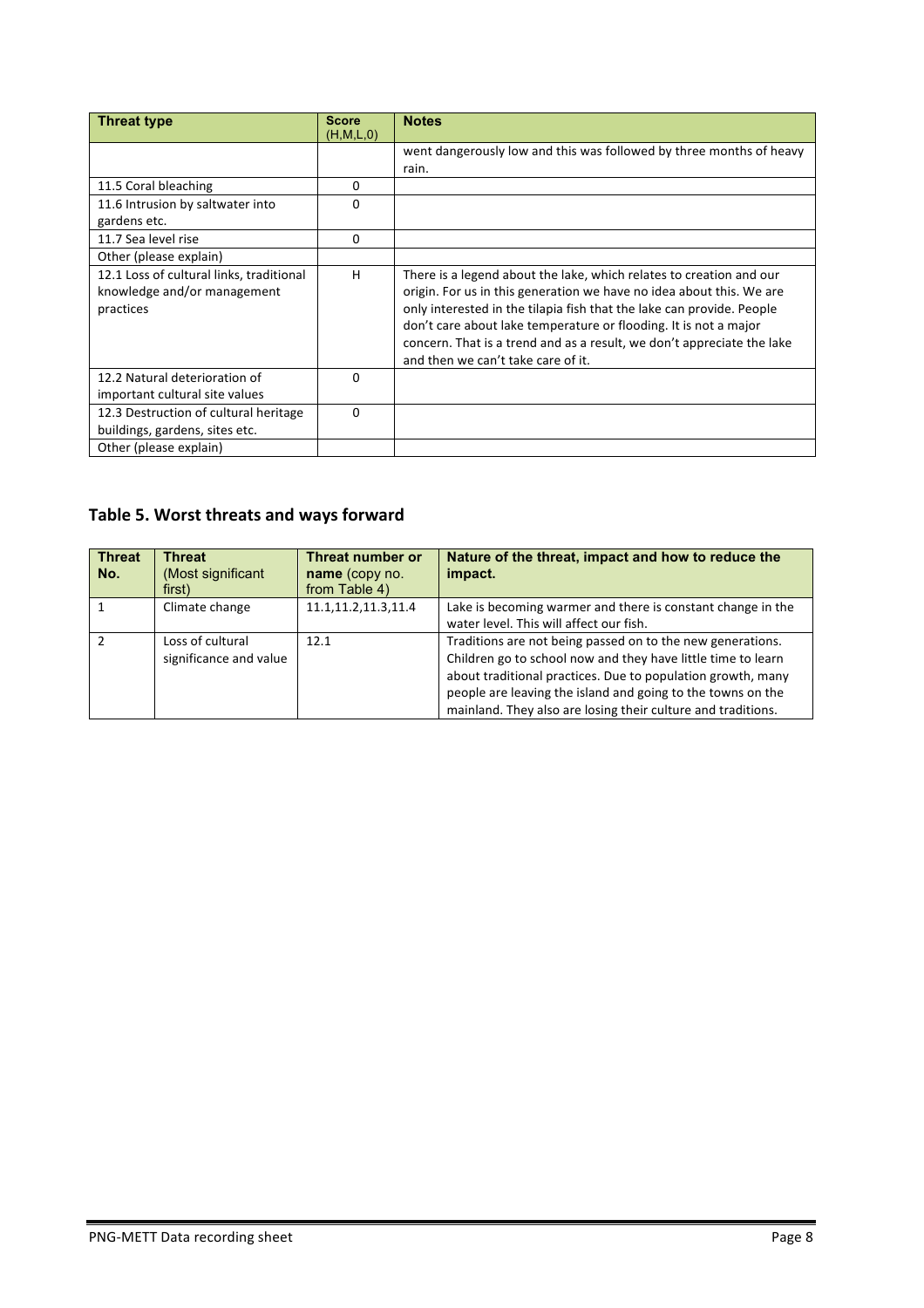| Threat type | Score (H,M,L,0) | Notes |
|---|---|---|
| | | went dangerously low and this was followed by three months of heavy rain. |
| 11.5 Coral bleaching | 0 | |
| 11.6 Intrusion by saltwater into gardens etc. | 0 | |
| 11.7 Sea level rise | 0 | |
| Other (please explain) | | |
| 12.1 Loss of cultural links, traditional knowledge and/or management practices | H | There is a legend about the lake, which relates to creation and our origin. For us in this generation we have no idea about this. We are only interested in the tilapia fish that the lake can provide. People don't care about lake temperature or flooding. It is not a major concern. That is a trend and as a result, we don't appreciate the lake and then we can't take care of it. |
| 12.2 Natural deterioration of important cultural site values | 0 | |
| 12.3 Destruction of cultural heritage buildings, gardens, sites etc. | 0 | |
| Other (please explain) | | |

## Table 5. Worst threats and ways forward

| Threat No. | Threat (Most significant first) | Threat number or name (copy no. from Table 4) | Nature of the threat, impact and how to reduce the impact. |
|---|---|---|---|
| 1 | Climate change | 11.1,11.2,11.3,11.4 | Lake is becoming warmer and there is constant change in the water level. This will affect our fish. |
| 2 | Loss of cultural significance and value | 12.1 | Traditions are not being passed on to the new generations. Children go to school now and they have little time to learn about traditional practices. Due to population growth, many people are leaving the island and going to the towns on the mainland. They also are losing their culture and traditions. |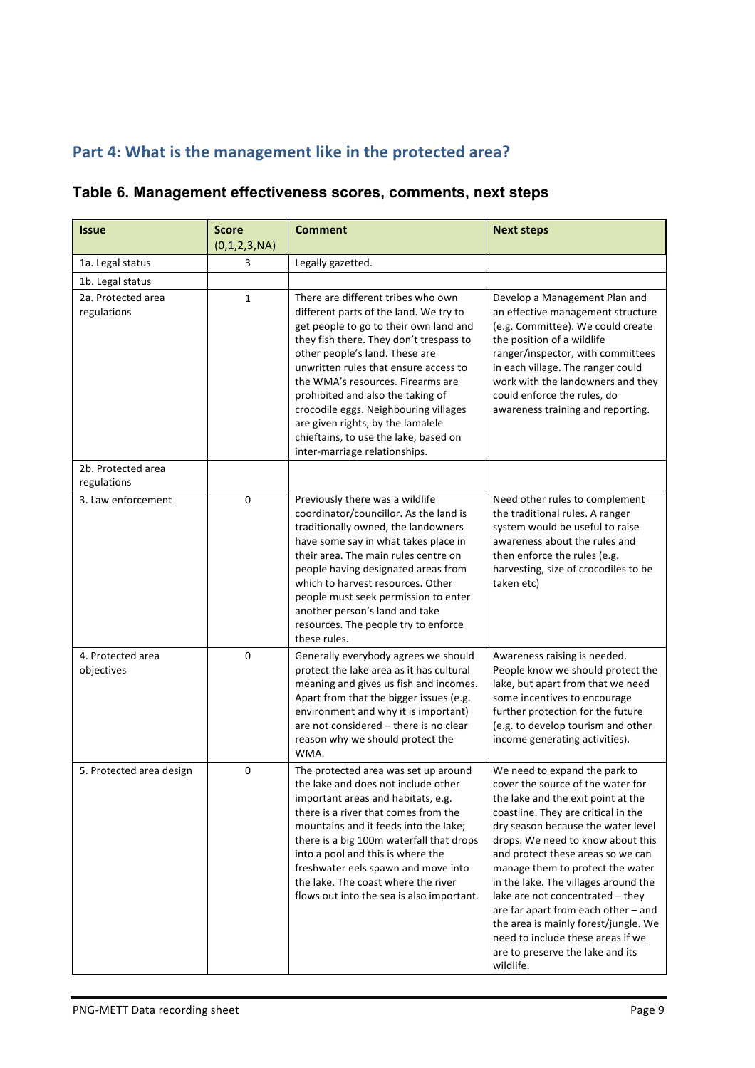## Part 4: What is the management like in the protected area?

### Table 6. Management effectiveness scores, comments, next steps

| Issue | Score (0,1,2,3,NA) | Comment | Next steps |
|---|---|---|---|
| 1a. Legal status | 3 | Legally gazetted. | |
| 1b. Legal status | | | |
| 2a. Protected area regulations | 1 | There are different tribes who own different parts of the land. We try to get people to go to their own land and they fish there. They don't trespass to other people's land. These are unwritten rules that ensure access to the WMA's resources. Firearms are prohibited and also the taking of crocodile eggs. Neighbouring villages are given rights, by the Iamalele chieftains, to use the lake, based on inter-marriage relationships. | Develop a Management Plan and an effective management structure (e.g. Committee). We could create the position of a wildlife ranger/inspector, with committees in each village. The ranger could work with the landowners and they could enforce the rules, do awareness training and reporting. |
| 2b. Protected area regulations | | | |
| 3. Law enforcement | 0 | Previously there was a wildlife coordinator/councillor. As the land is traditionally owned, the landowners have some say in what takes place in their area. The main rules centre on people having designated areas from which to harvest resources. Other people must seek permission to enter another person's land and take resources. The people try to enforce these rules. | Need other rules to complement the traditional rules. A ranger system would be useful to raise awareness about the rules and then enforce the rules (e.g. harvesting, size of crocodiles to be taken etc) |
| 4. Protected area objectives | 0 | Generally everybody agrees we should protect the lake area as it has cultural meaning and gives us fish and incomes. Apart from that the bigger issues (e.g. environment and why it is important) are not considered – there is no clear reason why we should protect the WMA. | Awareness raising is needed. People know we should protect the lake, but apart from that we need some incentives to encourage further protection for the future (e.g. to develop tourism and other income generating activities). |
| 5. Protected area design | 0 | The protected area was set up around the lake and does not include other important areas and habitats, e.g. there is a river that comes from the mountains and it feeds into the lake; there is a big 100m waterfall that drops into a pool and this is where the freshwater eels spawn and move into the lake. The coast where the river flows out into the sea is also important. | We need to expand the park to cover the source of the water for the lake and the exit point at the coastline. They are critical in the dry season because the water level drops. We need to know about this and protect these areas so we can manage them to protect the water in the lake. The villages around the lake are not concentrated – they are far apart from each other – and the area is mainly forest/jungle. We need to include these areas if we are to preserve the lake and its wildlife. |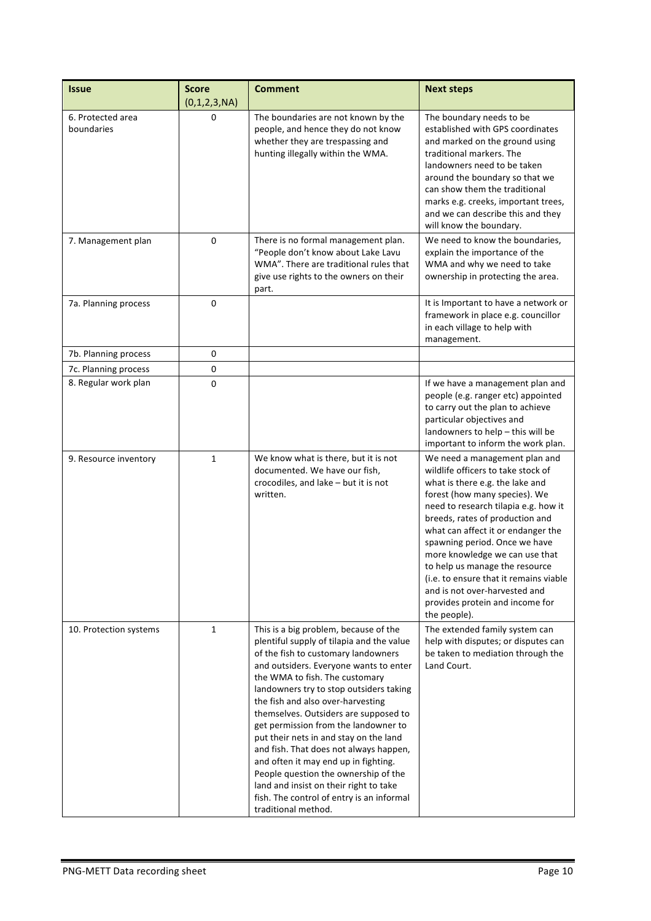| Issue | Score (0,1,2,3,NA) | Comment | Next steps |
|---|---|---|---|
| 6. Protected area boundaries | 0 | The boundaries are not known by the people, and hence they do not know whether they are trespassing and hunting illegally within the WMA. | The boundary needs to be established with GPS coordinates and marked on the ground using traditional markers. The landowners need to be taken around the boundary so that we can show them the traditional marks e.g. creeks, important trees, and we can describe this and they will know the boundary. |
| 7. Management plan | 0 | There is no formal management plan. "People don't know about Lake Lavu WMA". There are traditional rules that give use rights to the owners on their part. | We need to know the boundaries, explain the importance of the WMA and why we need to take ownership in protecting the area. |
| 7a. Planning process | 0 | | It is Important to have a network or framework in place e.g. councillor in each village to help with management. |
| 7b. Planning process | 0 | | |
| 7c. Planning process | 0 | | |
| 8. Regular work plan | 0 | | If we have a management plan and people (e.g. ranger etc) appointed to carry out the plan to achieve particular objectives and landowners to help – this will be important to inform the work plan. |
| 9. Resource inventory | 1 | We know what is there, but it is not documented. We have our fish, crocodiles, and lake – but it is not written. | We need a management plan and wildlife officers to take stock of what is there e.g. the lake and forest (how many species). We need to research tilapia e.g. how it breeds, rates of production and what can affect it or endanger the spawning period. Once we have more knowledge we can use that to help us manage the resource (i.e. to ensure that it remains viable and is not over-harvested and provides protein and income for the people). |
| 10. Protection systems | 1 | This is a big problem, because of the plentiful supply of tilapia and the value of the fish to customary landowners and outsiders. Everyone wants to enter the WMA to fish. The customary landowners try to stop outsiders taking the fish and also over-harvesting themselves. Outsiders are supposed to get permission from the landowner to put their nets in and stay on the land and fish. That does not always happen, and often it may end up in fighting. People question the ownership of the land and insist on their right to take fish. The control of entry is an informal traditional method. | The extended family system can help with disputes; or disputes can be taken to mediation through the Land Court. |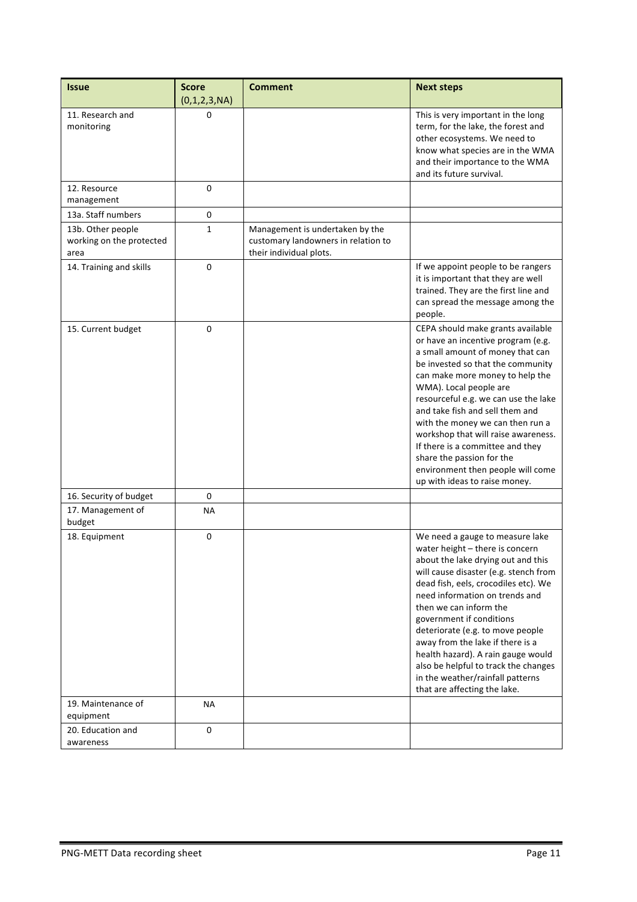| Issue | Score (0,1,2,3,NA) | Comment | Next steps |
|---|---|---|---|
| 11. Research and monitoring | 0 | | This is very important in the long term, for the lake, the forest and other ecosystems. We need to know what species are in the WMA and their importance to the WMA and its future survival. |
| 12. Resource management | 0 | | |
| 13a. Staff numbers | 0 | | |
| 13b. Other people working on the protected area | 1 | Management is undertaken by the customary landowners in relation to their individual plots. | |
| 14. Training and skills | 0 | | If we appoint people to be rangers it is important that they are well trained. They are the first line and can spread the message among the people. |
| 15. Current budget | 0 | | CEPA should make grants available or have an incentive program (e.g. a small amount of money that can be invested so that the community can make more money to help the WMA). Local people are resourceful e.g. we can use the lake and take fish and sell them and with the money we can then run a workshop that will raise awareness. If there is a committee and they share the passion for the environment then people will come up with ideas to raise money. |
| 16. Security of budget | 0 | | |
| 17. Management of budget | NA | | |
| 18. Equipment | 0 | | We need a gauge to measure lake water height – there is concern about the lake drying out and this will cause disaster (e.g. stench from dead fish, eels, crocodiles etc). We need information on trends and then we can inform the government if conditions deteriorate (e.g. to move people away from the lake if there is a health hazard). A rain gauge would also be helpful to track the changes in the weather/rainfall patterns that are affecting the lake. |
| 19. Maintenance of equipment | NA | | |
| 20. Education and awareness | 0 | | |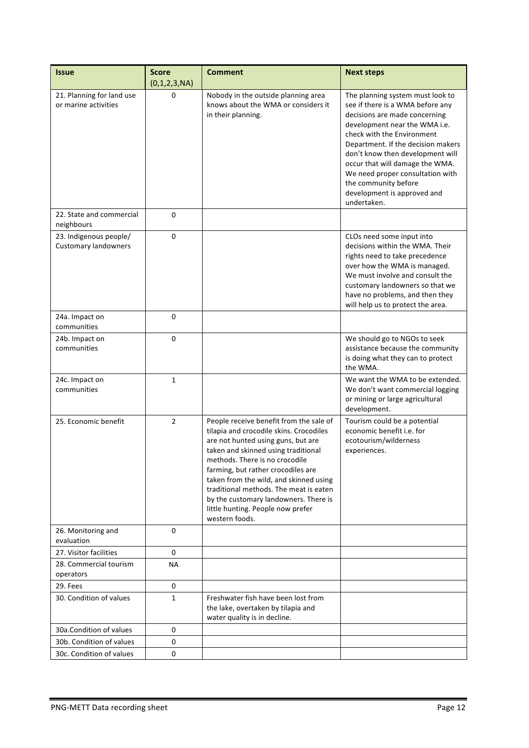| Issue | Score (0,1,2,3,NA) | Comment | Next steps |
|---|---|---|---|
| 21. Planning for land use or marine activities | 0 | Nobody in the outside planning area knows about the WMA or considers it in their planning. | The planning system must look to see if there is a WMA before any decisions are made concerning development near the WMA i.e. check with the Environment Department. If the decision makers don't know then development will occur that will damage the WMA. We need proper consultation with the community before development is approved and undertaken. |
| 22. State and commercial neighbours | 0 | | |
| 23. Indigenous people/ Customary landowners | 0 | | CLOs need some input into decisions within the WMA. Their rights need to take precedence over how the WMA is managed. We must involve and consult the customary landowners so that we have no problems, and then they will help us to protect the area. |
| 24a. Impact on communities | 0 | | |
| 24b. Impact on communities | 0 | | We should go to NGOs to seek assistance because the community is doing what they can to protect the WMA. |
| 24c. Impact on communities | 1 | | We want the WMA to be extended. We don't want commercial logging or mining or large agricultural development. |
| 25. Economic benefit | 2 | People receive benefit from the sale of tilapia and crocodile skins. Crocodiles are not hunted using guns, but are taken and skinned using traditional methods. There is no crocodile farming, but rather crocodiles are taken from the wild, and skinned using traditional methods. The meat is eaten by the customary landowners. There is little hunting. People now prefer western foods. | Tourism could be a potential economic benefit i.e. for ecotourism/wilderness experiences. |
| 26. Monitoring and evaluation | 0 | | |
| 27. Visitor facilities | 0 | | |
| 28. Commercial tourism operators | NA | | |
| 29. Fees | 0 | | |
| 30. Condition of values | 1 | Freshwater fish have been lost from the lake, overtaken by tilapia and water quality is in decline. | |
| 30a.Condition of values | 0 | | |
| 30b. Condition of values | 0 | | |
| 30c. Condition of values | 0 | | |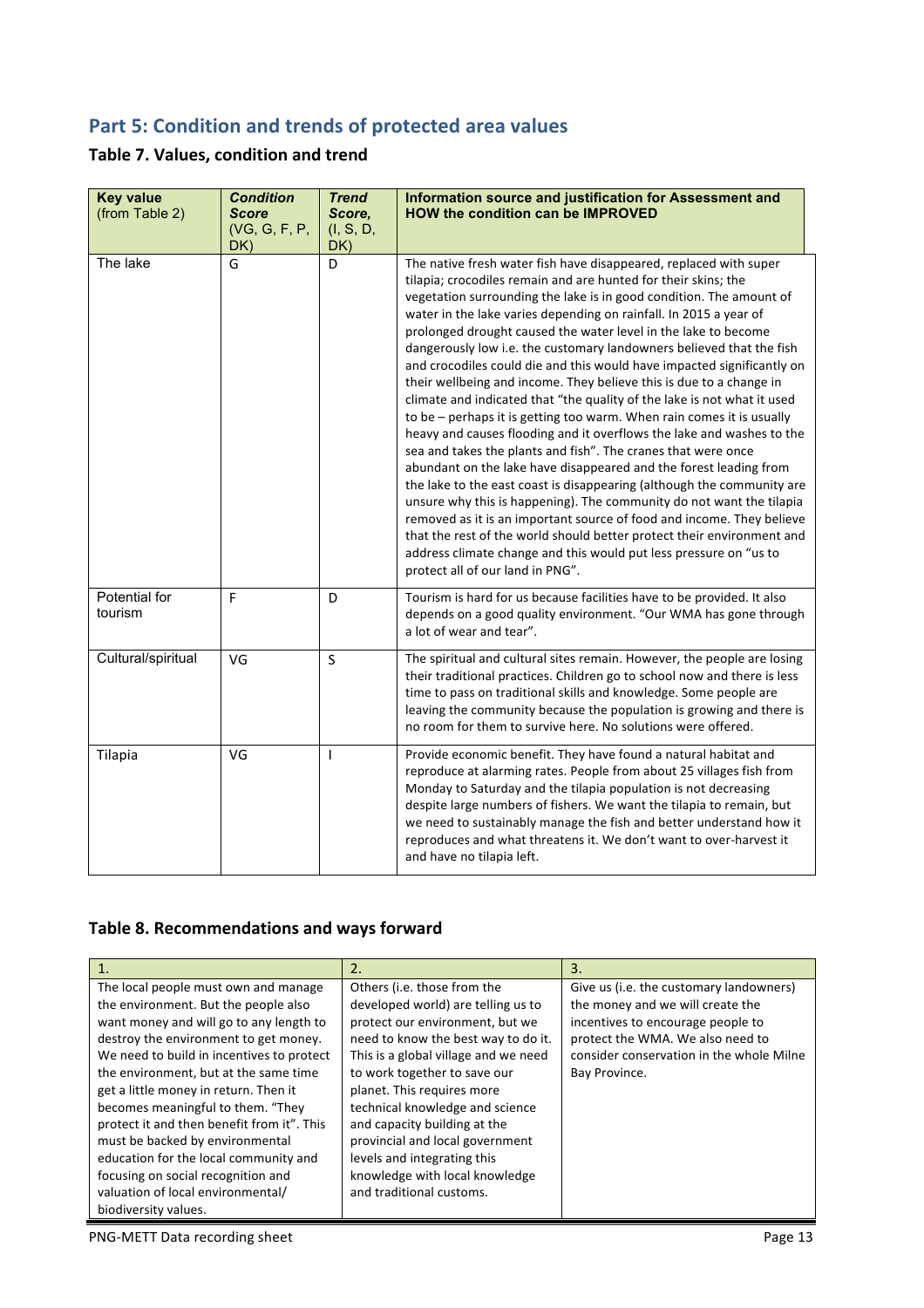## Part 5: Condition and trends of protected area values

### Table 7. Values, condition and trend

| **Key value** (from Table 2) | ***Condition Score*** (VG, G, F, P, DK) | ***Trend Score,*** (I, S, D, DK) | **Information source and justification for Assessment and HOW the condition can be IMPROVED** |
|---|---|---|---|
| The lake | G | D | The native fresh water fish have disappeared, replaced with super tilapia; crocodiles remain and are hunted for their skins; the vegetation surrounding the lake is in good condition. The amount of water in the lake varies depending on rainfall. In 2015 a year of prolonged drought caused the water level in the lake to become dangerously low i.e. the customary landowners believed that the fish and crocodiles could die and this would have impacted significantly on their wellbeing and income. They believe this is due to a change in climate and indicated that "the quality of the lake is not what it used to be – perhaps it is getting too warm. When rain comes it is usually heavy and causes flooding and it overflows the lake and washes to the sea and takes the plants and fish". The cranes that were once abundant on the lake have disappeared and the forest leading from the lake to the east coast is disappearing (although the community are unsure why this is happening). The community do not want the tilapia removed as it is an important source of food and income. They believe that the rest of the world should better protect their environment and address climate change and this would put less pressure on "us to protect all of our land in PNG". |
| Potential for tourism | F | D | Tourism is hard for us because facilities have to be provided. It also depends on a good quality environment. "Our WMA has gone through a lot of wear and tear". |
| Cultural/spiritual | VG | S | The spiritual and cultural sites remain. However, the people are losing their traditional practices. Children go to school now and there is less time to pass on traditional skills and knowledge. Some people are leaving the community because the population is growing and there is no room for them to survive here. No solutions were offered. |
| Tilapia | VG | I | Provide economic benefit. They have found a natural habitat and reproduce at alarming rates. People from about 25 villages fish from Monday to Saturday and the tilapia population is not decreasing despite large numbers of fishers. We want the tilapia to remain, but we need to sustainably manage the fish and better understand how it reproduces and what threatens it. We don't want to over-harvest it and have no tilapia left. |

### Table 8. Recommendations and ways forward

| 1. | 2. | 3. |
|---|---|---|
| The local people must own and manage the environment. But the people also want money and will go to any length to destroy the environment to get money. We need to build in incentives to protect the environment, but at the same time get a little money in return. Then it becomes meaningful to them. "They protect it and then benefit from it". This must be backed by environmental education for the local community and focusing on social recognition and valuation of local environmental/ biodiversity values. | Others (i.e. those from the developed world) are telling us to protect our environment, but we need to know the best way to do it. This is a global village and we need to work together to save our planet. This requires more technical knowledge and science and capacity building at the provincial and local government levels and integrating this knowledge with local knowledge and traditional customs. | Give us (i.e. the customary landowners) the money and we will create the incentives to encourage people to protect the WMA. We also need to consider conservation in the whole Milne Bay Province. |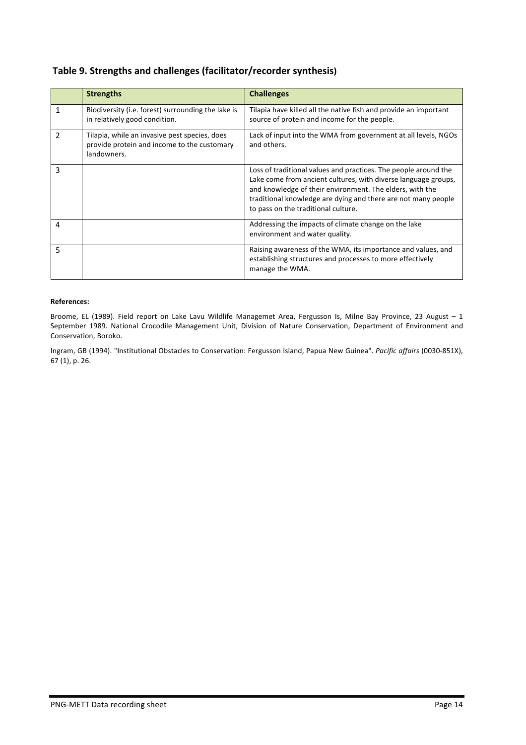## Table 9. Strengths and challenges (facilitator/recorder synthesis)

| | Strengths | Challenges |
|---|---|---|
| 1 | Biodiversity (i.e. forest) surrounding the lake is in relatively good condition. | Tilapia have killed all the native fish and provide an important source of protein and income for the people. |
| 2 | Tilapia, while an invasive pest species, does provide protein and income to the customary landowners. | Lack of input into the WMA from government at all levels, NGOs and others. |
| 3 | | Loss of traditional values and practices. The people around the Lake come from ancient cultures, with diverse language groups, and knowledge of their environment. The elders, with the traditional knowledge are dying and there are not many people to pass on the traditional culture. |
| 4 | | Addressing the impacts of climate change on the lake environment and water quality. |
| 5 | | Raising awareness of the WMA, its importance and values, and establishing structures and processes to more effectively manage the WMA. |

**References:**

Broome, EL (1989). Field report on Lake Lavu Wildlife Managemet Area, Fergusson Is, Milne Bay Province, 23 August – 1 September 1989. National Crocodile Management Unit, Division of Nature Conservation, Department of Environment and Conservation, Boroko.

Ingram, GB (1994). "Institutional Obstacles to Conservation: Fergusson Island, Papua New Guinea". *Pacific affairs* (0030-851X), 67 (1), p. 26.